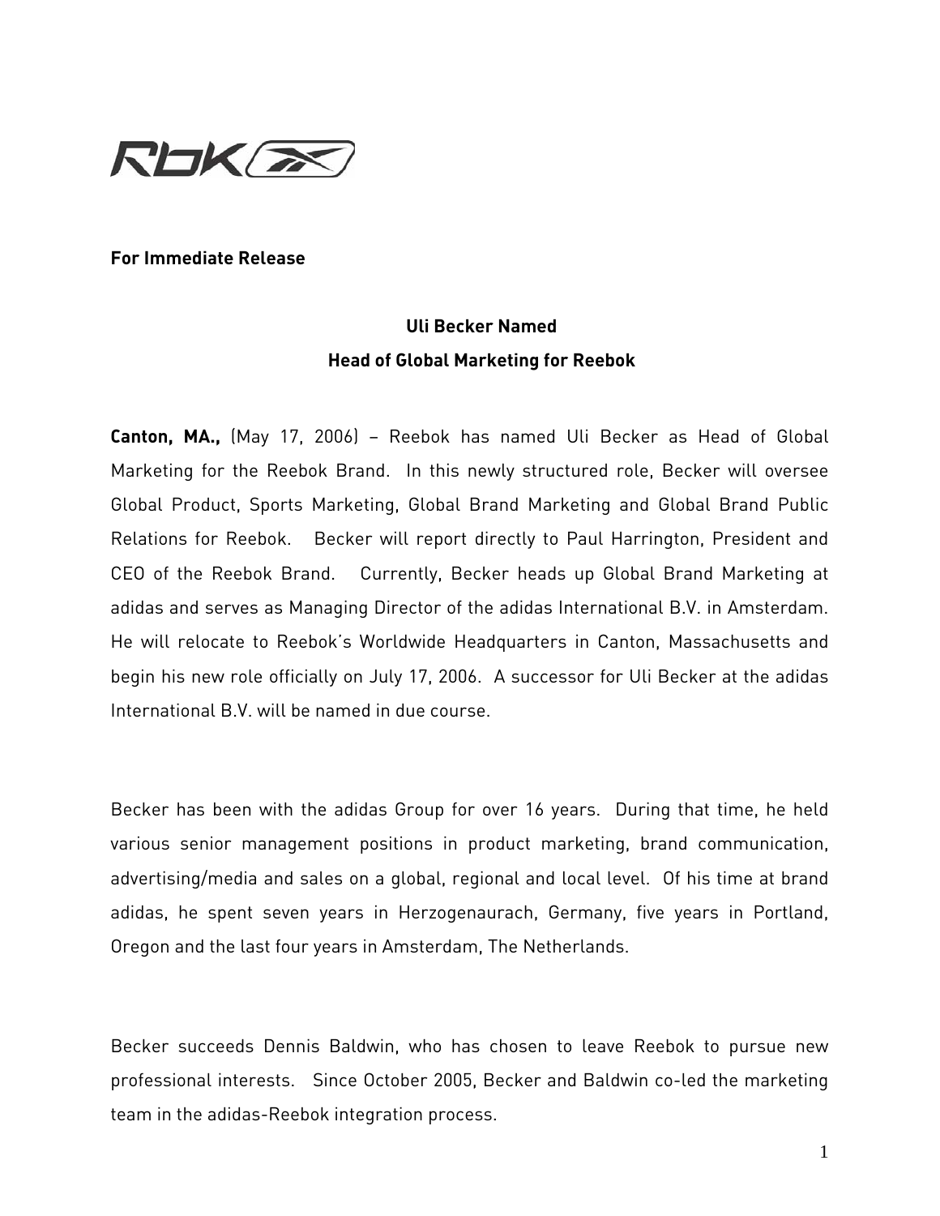**For Immediate Release**

## Uli Becker Named
## Head of Global Marketing for Reebok

**Canton, MA.,** (May 17, 2006) – Reebok has named Uli Becker as Head of Global Marketing for the Reebok Brand. In this newly structured role, Becker will oversee Global Product, Sports Marketing, Global Brand Marketing and Global Brand Public Relations for Reebok. Becker will report directly to Paul Harrington, President and CEO of the Reebok Brand. Currently, Becker heads up Global Brand Marketing at adidas and serves as Managing Director of the adidas International B.V. in Amsterdam. He will relocate to Reebok's Worldwide Headquarters in Canton, Massachusetts and begin his new role officially on July 17, 2006. A successor for Uli Becker at the adidas International B.V. will be named in due course.

Becker has been with the adidas Group for over 16 years. During that time, he held various senior management positions in product marketing, brand communication, advertising/media and sales on a global, regional and local level. Of his time at brand adidas, he spent seven years in Herzogenaurach, Germany, five years in Portland, Oregon and the last four years in Amsterdam, The Netherlands.

Becker succeeds Dennis Baldwin, who has chosen to leave Reebok to pursue new professional interests. Since October 2005, Becker and Baldwin co-led the marketing team in the adidas-Reebok integration process.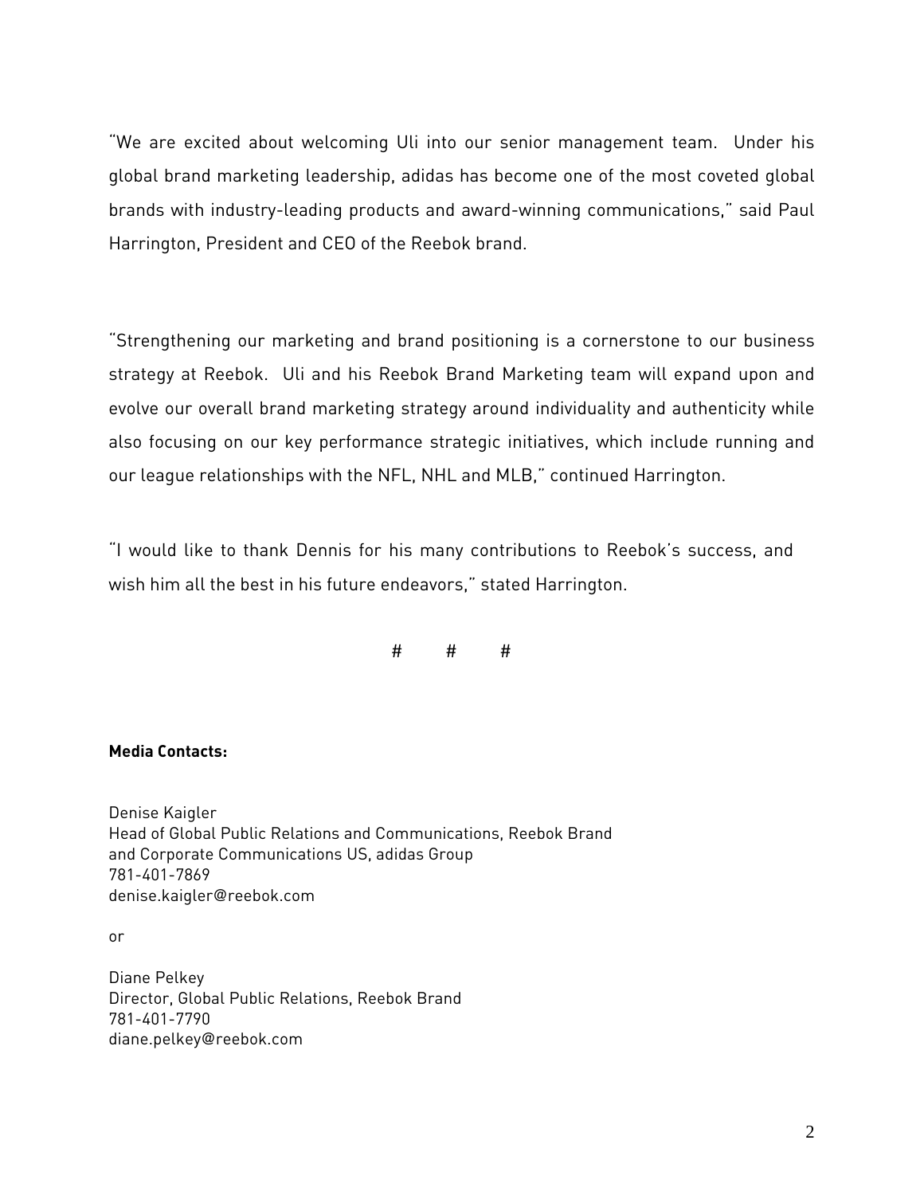"We are excited about welcoming Uli into our senior management team. Under his global brand marketing leadership, adidas has become one of the most coveted global brands with industry-leading products and award-winning communications," said Paul Harrington, President and CEO of the Reebok brand.

"Strengthening our marketing and brand positioning is a cornerstone to our business strategy at Reebok. Uli and his Reebok Brand Marketing team will expand upon and evolve our overall brand marketing strategy around individuality and authenticity while also focusing on our key performance strategic initiatives, which include running and our league relationships with the NFL, NHL and MLB," continued Harrington.

"I would like to thank Dennis for his many contributions to Reebok's success, and wish him all the best in his future endeavors," stated Harrington.

# # #

**Media Contacts:**

Denise Kaigler  
Head of Global Public Relations and Communications, Reebok Brand and Corporate Communications US, adidas Group  
781-401-7869  
denise.kaigler@reebok.com

or

Diane Pelkey  
Director, Global Public Relations, Reebok Brand  
781-401-7790  
diane.pelkey@reebok.com